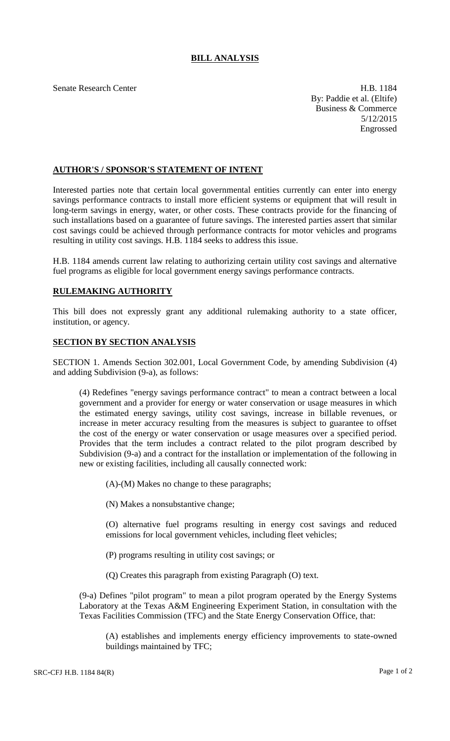# BILL ANALYSIS

Senate Research Center

H.B. 1184
By: Paddie et al. (Eltife)
Business & Commerce
5/12/2015
Engrossed

## AUTHOR'S / SPONSOR'S STATEMENT OF INTENT

Interested parties note that certain local governmental entities currently can enter into energy savings performance contracts to install more efficient systems or equipment that will result in long-term savings in energy, water, or other costs. These contracts provide for the financing of such installations based on a guarantee of future savings. The interested parties assert that similar cost savings could be achieved through performance contracts for motor vehicles and programs resulting in utility cost savings. H.B. 1184 seeks to address this issue.

H.B. 1184 amends current law relating to authorizing certain utility cost savings and alternative fuel programs as eligible for local government energy savings performance contracts.

## RULEMAKING AUTHORITY

This bill does not expressly grant any additional rulemaking authority to a state officer, institution, or agency.

## SECTION BY SECTION ANALYSIS

SECTION 1. Amends Section 302.001, Local Government Code, by amending Subdivision (4) and adding Subdivision (9-a), as follows:

(4) Redefines "energy savings performance contract" to mean a contract between a local government and a provider for energy or water conservation or usage measures in which the estimated energy savings, utility cost savings, increase in billable revenues, or increase in meter accuracy resulting from the measures is subject to guarantee to offset the cost of the energy or water conservation or usage measures over a specified period. Provides that the term includes a contract related to the pilot program described by Subdivision (9-a) and a contract for the installation or implementation of the following in new or existing facilities, including all causally connected work:

(A)-(M) Makes no change to these paragraphs;

(N) Makes a nonsubstantive change;

(O) alternative fuel programs resulting in energy cost savings and reduced emissions for local government vehicles, including fleet vehicles;

(P) programs resulting in utility cost savings; or

(Q) Creates this paragraph from existing Paragraph (O) text.

(9-a) Defines "pilot program" to mean a pilot program operated by the Energy Systems Laboratory at the Texas A&M Engineering Experiment Station, in consultation with the Texas Facilities Commission (TFC) and the State Energy Conservation Office, that:

(A) establishes and implements energy efficiency improvements to state-owned buildings maintained by TFC;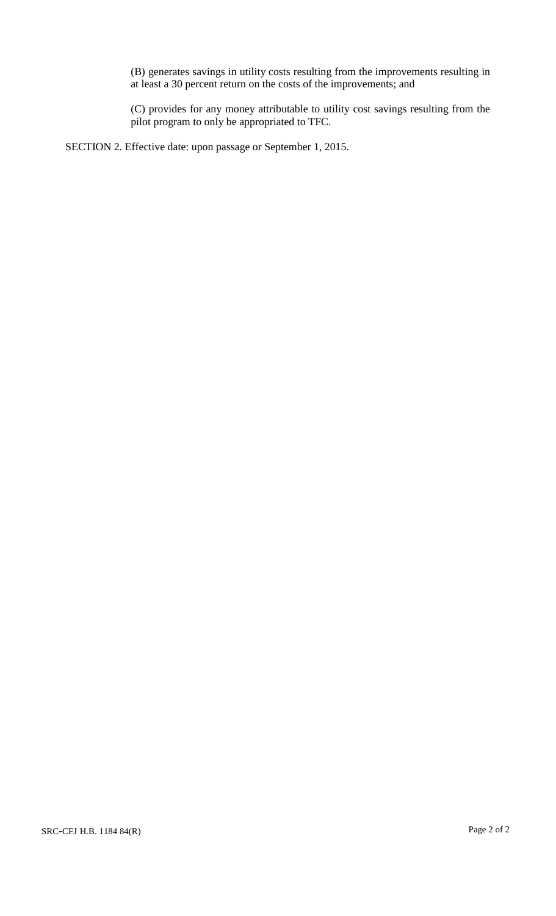(B) generates savings in utility costs resulting from the improvements resulting in at least a 30 percent return on the costs of the improvements; and

(C) provides for any money attributable to utility cost savings resulting from the pilot program to only be appropriated to TFC.

SECTION 2. Effective date: upon passage or September 1, 2015.